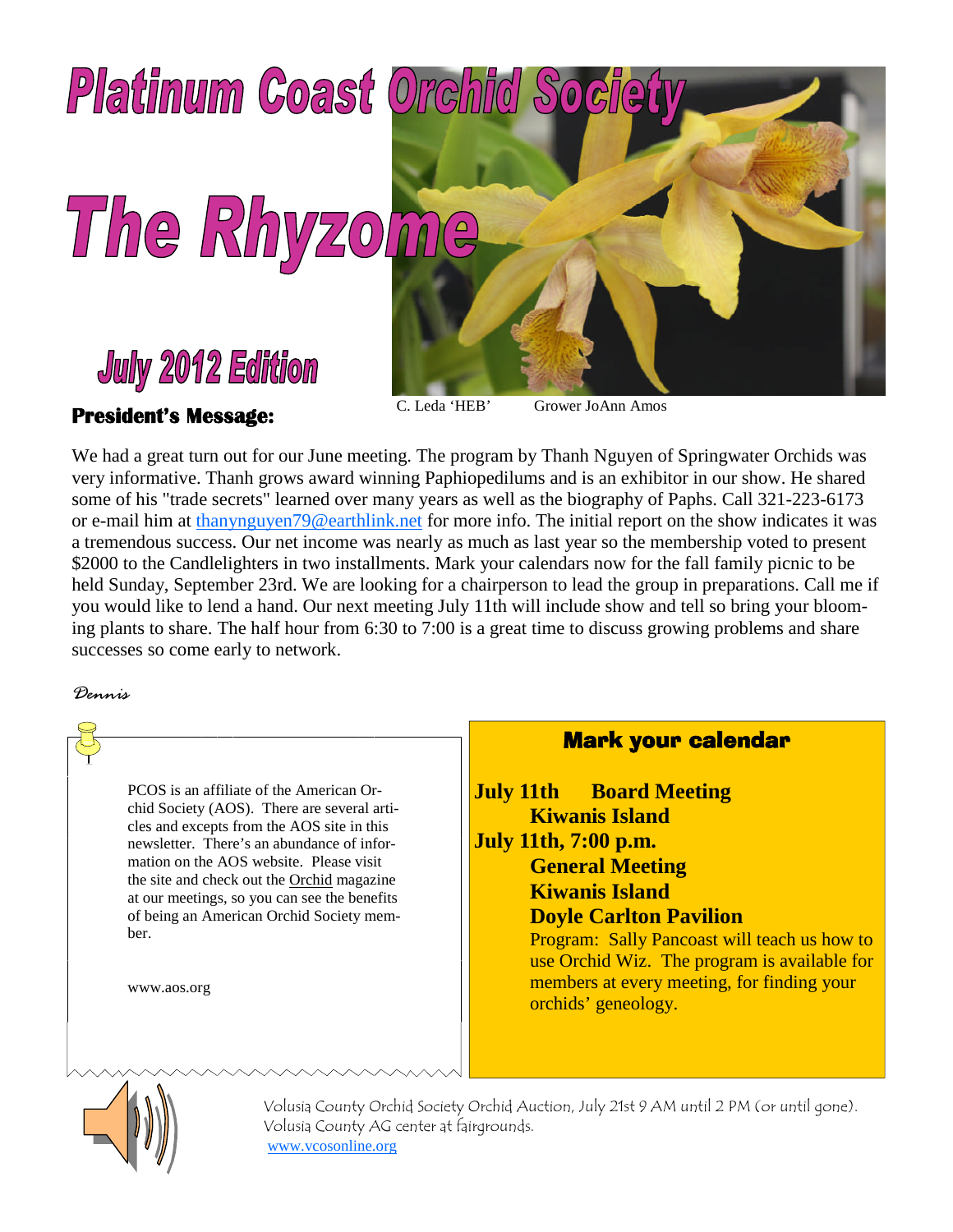# Platinum Coast Orchid Society

# The Rhyzome

## July 2012 Edition

C. Leda 'HEB' Grower JoAnn Amos

### President's Message:

We had a great turn out for our June meeting. The program by Thanh Nguyen of Springwater Orchids was very informative. Thanh grows award winning Paphiopedilums and is an exhibitor in our show. He shared some of his "trade secrets" learned over many years as well as the biography of Paphs. Call 321-223-6173 or e-mail him at thanynguyen79@earthlink.net for more info. The initial report on the show indicates it was a tremendous success. Our net income was nearly as much as last year so the membership voted to present $2000 to the Candlelighters in two installments. Mark your calendars now for the fall family picnic to be held Sunday, September 23rd. We are looking for a chairperson to lead the group in preparations. Call me if you would like to lend a hand. Our next meeting July 11th will include show and tell so bring your blooming plants to share. The half hour from 6:30 to 7:00 is a great time to discuss growing problems and share successes so come early to network.

*Dennis*

PCOS is an affiliate of the American Orchid Society (AOS). There are several articles and excepts from the AOS site in this newsletter. There's an abundance of information on the AOS website. Please visit the site and check out the Orchid magazine at our meetings, so you can see the benefits of being an American Orchid Society member.

www.aos.org

### Mark your calendar

**July 11th Board Meeting**
**Kiwanis Island**

**July 11th, 7:00 p.m.**
**General Meeting**
**Kiwanis Island**
**Doyle Carlton Pavilion**

Program: Sally Pancoast will teach us how to use Orchid Wiz. The program is available for members at every meeting, for finding your orchids' geneology.

Volusia County Orchid Society Orchid Auction, July 21st 9 AM until 2 PM (or until gone). Volusia County AG center at fairgrounds.
www.vcosonline.org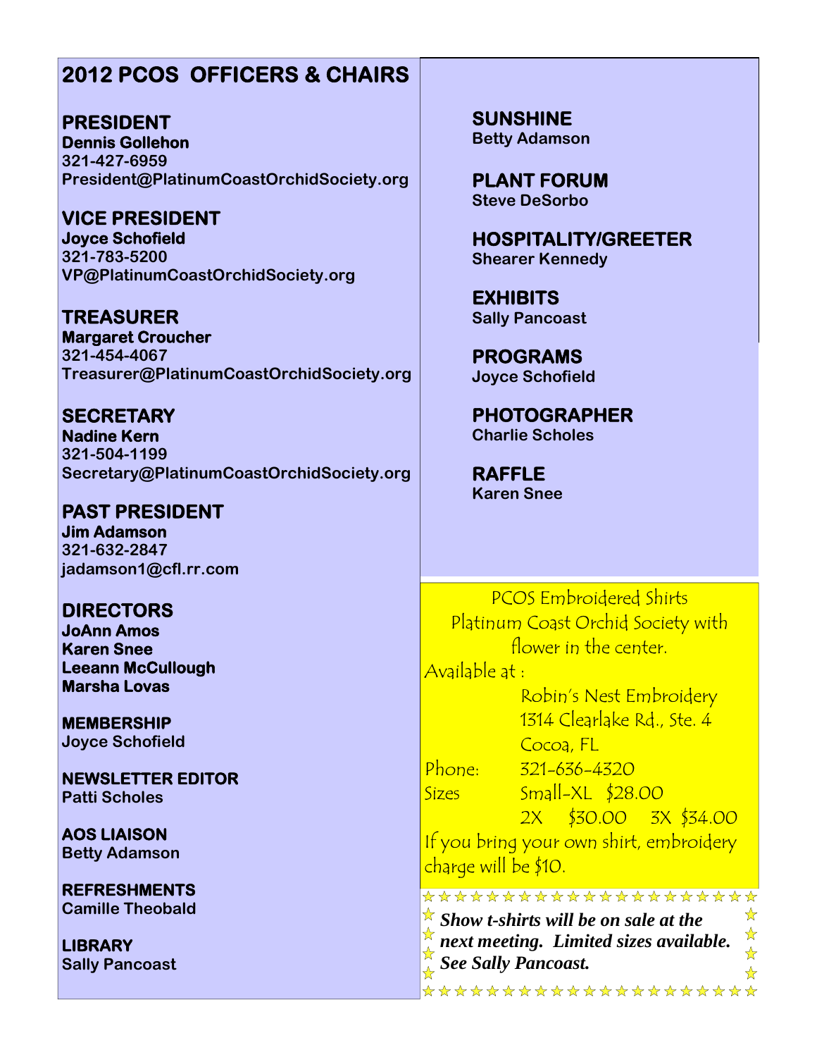# 2012 PCOS OFFICERS & CHAIRS

## PRESIDENT
**Dennis Gollehon**
**321-427-6959**
**President@PlatinumCoastOrchidSociety.org**

## VICE PRESIDENT
**Joyce Schofield**
**321-783-5200**
**VP@PlatinumCoastOrchidSociety.org**

## TREASURER
**Margaret Croucher**
**321-454-4067**
**Treasurer@PlatinumCoastOrchidSociety.org**

## SECRETARY
**Nadine Kern**
**321-504-1199**
**Secretary@PlatinumCoastOrchidSociety.org**

## PAST PRESIDENT
**Jim Adamson**
**321-632-2847**
**jadamson1@cfl.rr.com**

## DIRECTORS
**JoAnn Amos**
**Karen Snee**
**Leeann McCullough**
**Marsha Lovas**

### MEMBERSHIP
**Joyce Schofield**

### NEWSLETTER EDITOR
**Patti Scholes**

### AOS LIAISON
**Betty Adamson**

### REFRESHMENTS
**Camille Theobald**

### LIBRARY
**Sally Pancoast**

## SUNSHINE
**Betty Adamson**

## PLANT FORUM
**Steve DeSorbo**

## HOSPITALITY/GREETER
**Shearer Kennedy**

## EXHIBITS
**Sally Pancoast**

## PROGRAMS
**Joyce Schofield**

## PHOTOGRAPHER
**Charlie Scholes**

## RAFFLE
**Karen Snee**

---

PCOS Embroidered Shirts
Platinum Coast Orchid Society with flower in the center.

Available at :
Robin's Nest Embroidery
1314 Clearlake Rd., Ste. 4
Cocoa, FL

Phone: 321-636-4320

Sizes Small-XL $28.00
2X $30.00 3X $34.00

If you bring your own shirt, embroidery charge will be $10.

---

***Show t-shirts will be on sale at the next meeting. Limited sizes available. See Sally Pancoast.***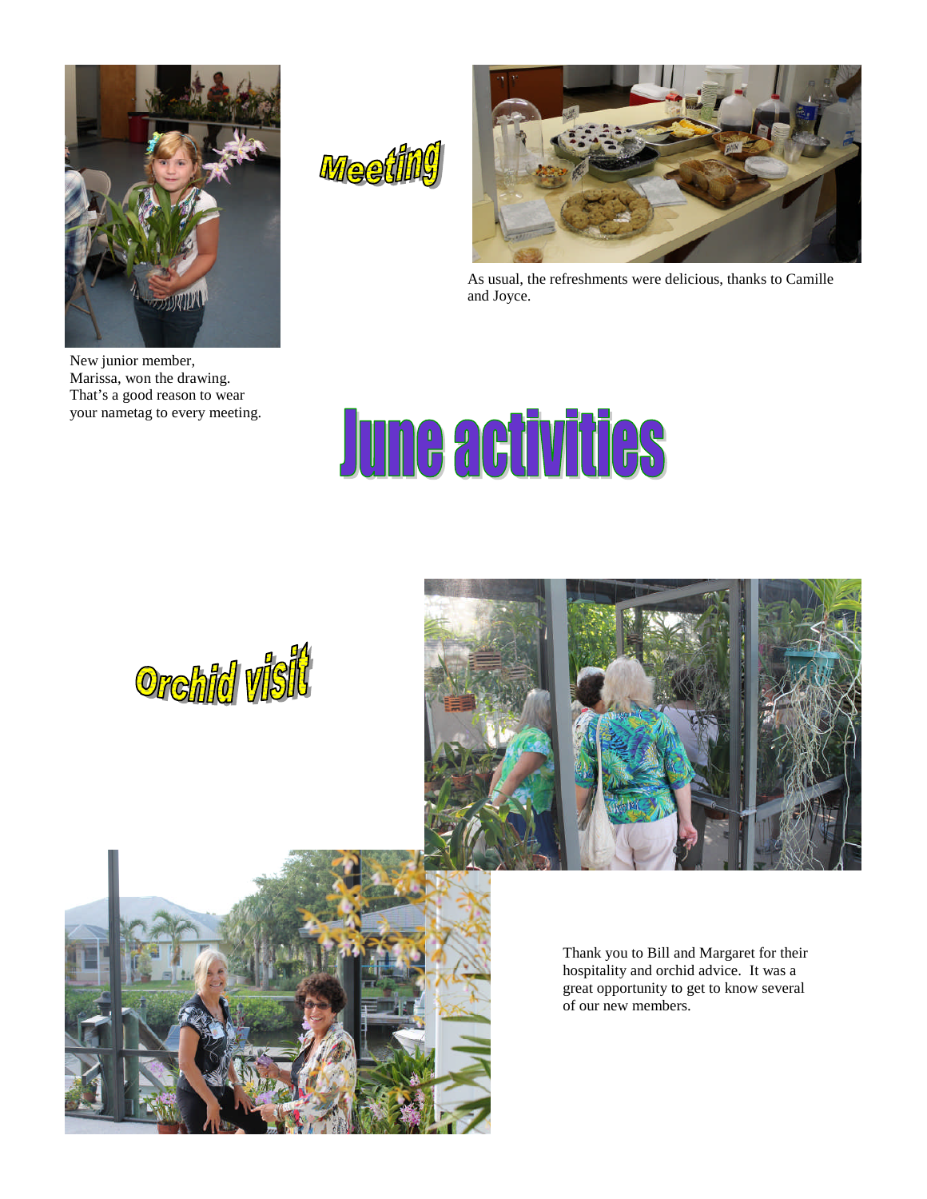## Meeting

As usual, the refreshments were delicious, thanks to Camille and Joyce.

New junior member, Marissa, won the drawing. That's a good reason to wear your nametag to every meeting.

# June activities

## Orchid visit

Thank you to Bill and Margaret for their hospitality and orchid advice. It was a great opportunity to get to know several of our new members.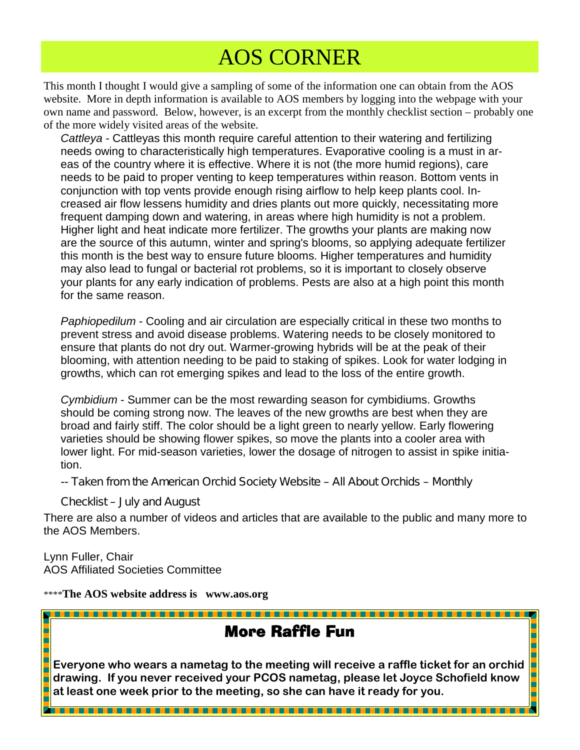# AOS CORNER

This month I thought I would give a sampling of some of the information one can obtain from the AOS website. More in depth information is available to AOS members by logging into the webpage with your own name and password. Below, however, is an excerpt from the monthly checklist section – probably one of the more widely visited areas of the website.

> *Cattleya* - Cattleyas this month require careful attention to their watering and fertilizing needs owing to characteristically high temperatures. Evaporative cooling is a must in areas of the country where it is effective. Where it is not (the more humid regions), care needs to be paid to proper venting to keep temperatures within reason. Bottom vents in conjunction with top vents provide enough rising airflow to help keep plants cool. Increased air flow lessens humidity and dries plants out more quickly, necessitating more frequent damping down and watering, in areas where high humidity is not a problem. Higher light and heat indicate more fertilizer. The growths your plants are making now are the source of this autumn, winter and spring's blooms, so applying adequate fertilizer this month is the best way to ensure future blooms. Higher temperatures and humidity may also lead to fungal or bacterial rot problems, so it is important to closely observe your plants for any early indication of problems. Pests are also at a high point this month for the same reason.
>
> *Paphiopedilum* - Cooling and air circulation are especially critical in these two months to prevent stress and avoid disease problems. Watering needs to be closely monitored to ensure that plants do not dry out. Warmer-growing hybrids will be at the peak of their blooming, with attention needing to be paid to staking of spikes. Look for water lodging in growths, which can rot emerging spikes and lead to the loss of the entire growth.
>
> *Cymbidium* - Summer can be the most rewarding season for cymbidiums. Growths should be coming strong now. The leaves of the new growths are best when they are broad and fairly stiff. The color should be a light green to nearly yellow. Early flowering varieties should be showing flower spikes, so move the plants into a cooler area with lower light. For mid-season varieties, lower the dosage of nitrogen to assist in spike initiation.
>
> -- Taken from the American Orchid Society Website – All About Orchids – Monthly Checklist – July and August

There are also a number of videos and articles that are available to the public and many more to the AOS Members.

Lynn Fuller, Chair
AOS Affiliated Societies Committee

\*\*\*\***The AOS website address is www.aos.org**

## More Raffle Fun

**Everyone who wears a nametag to the meeting will receive a raffle ticket for an orchid drawing. If you never received your PCOS nametag, please let Joyce Schofield know at least one week prior to the meeting, so she can have it ready for you.**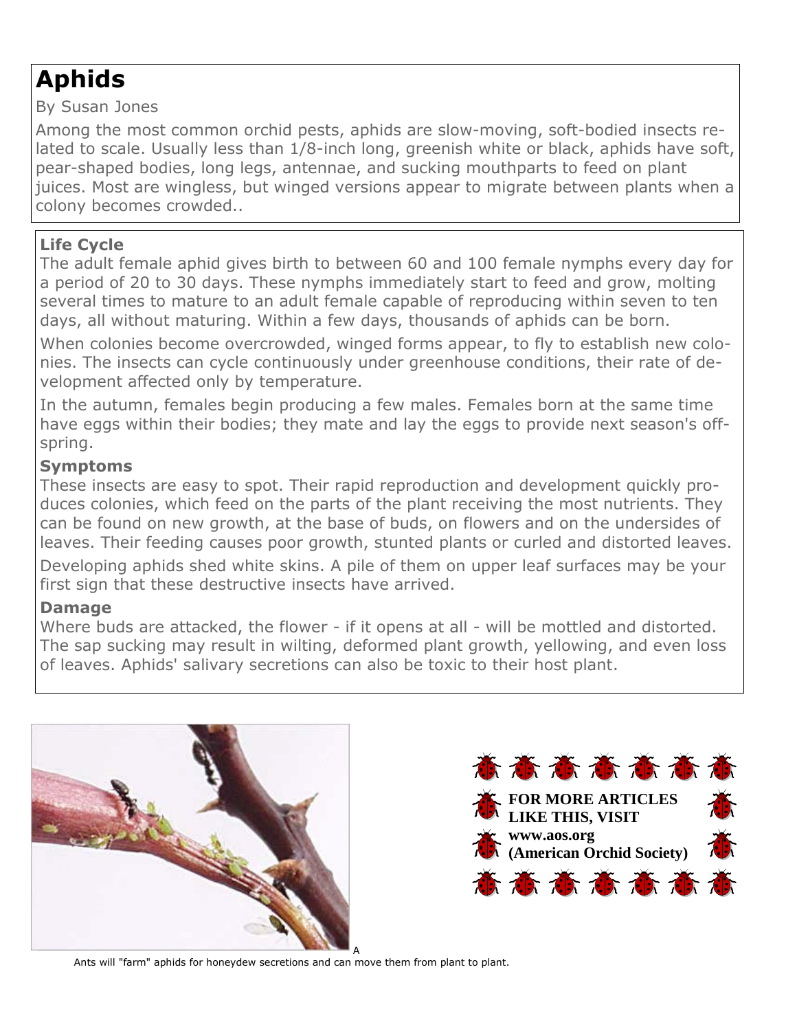# Aphids

By Susan Jones

Among the most common orchid pests, aphids are slow-moving, soft-bodied insects related to scale. Usually less than 1/8-inch long, greenish white or black, aphids have soft, pear-shaped bodies, long legs, antennae, and sucking mouthparts to feed on plant juices. Most are wingless, but winged versions appear to migrate between plants when a colony becomes crowded..

### Life Cycle

The adult female aphid gives birth to between 60 and 100 female nymphs every day for a period of 20 to 30 days. These nymphs immediately start to feed and grow, molting several times to mature to an adult female capable of reproducing within seven to ten days, all without maturing. Within a few days, thousands of aphids can be born.

When colonies become overcrowded, winged forms appear, to fly to establish new colonies. The insects can cycle continuously under greenhouse conditions, their rate of development affected only by temperature.

In the autumn, females begin producing a few males. Females born at the same time have eggs within their bodies; they mate and lay the eggs to provide next season's offspring.

### Symptoms

These insects are easy to spot. Their rapid reproduction and development quickly produces colonies, which feed on the parts of the plant receiving the most nutrients. They can be found on new growth, at the base of buds, on flowers and on the undersides of leaves. Their feeding causes poor growth, stunted plants or curled and distorted leaves.

Developing aphids shed white skins. A pile of them on upper leaf surfaces may be your first sign that these destructive insects have arrived.

### Damage

Where buds are attacked, the flower - if it opens at all - will be mottled and distorted. The sap sucking may result in wilting, deformed plant growth, yellowing, and even loss of leaves. Aphids' salivary secretions can also be toxic to their host plant.

A

Ants will "farm" aphids for honeydew secretions and can move them from plant to plant.

**FOR MORE ARTICLES LIKE THIS, VISIT www.aos.org (American Orchid Society)**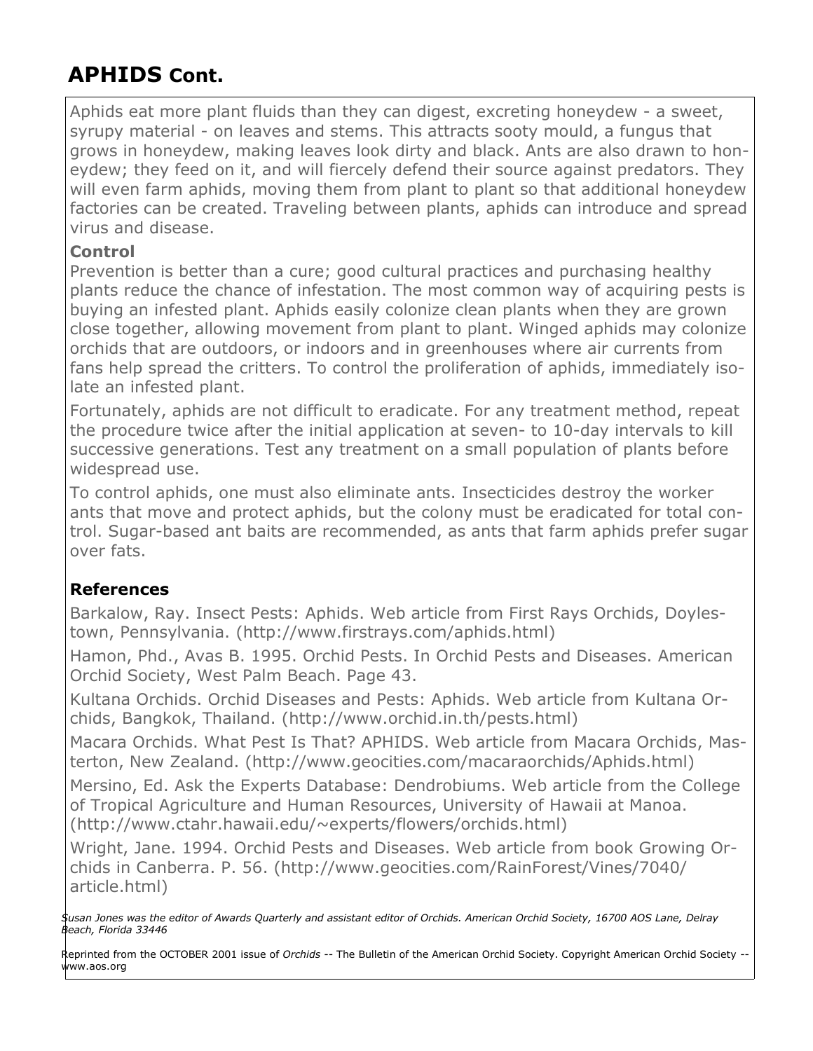# APHIDS Cont.

Aphids eat more plant fluids than they can digest, excreting honeydew - a sweet, syrupy material - on leaves and stems. This attracts sooty mould, a fungus that grows in honeydew, making leaves look dirty and black. Ants are also drawn to honeydew; they feed on it, and will fiercely defend their source against predators. They will even farm aphids, moving them from plant to plant so that additional honeydew factories can be created. Traveling between plants, aphids can introduce and spread virus and disease.

### Control

Prevention is better than a cure; good cultural practices and purchasing healthy plants reduce the chance of infestation. The most common way of acquiring pests is buying an infested plant. Aphids easily colonize clean plants when they are grown close together, allowing movement from plant to plant. Winged aphids may colonize orchids that are outdoors, or indoors and in greenhouses where air currents from fans help spread the critters. To control the proliferation of aphids, immediately isolate an infested plant.

Fortunately, aphids are not difficult to eradicate. For any treatment method, repeat the procedure twice after the initial application at seven- to 10-day intervals to kill successive generations. Test any treatment on a small population of plants before widespread use.

To control aphids, one must also eliminate ants. Insecticides destroy the worker ants that move and protect aphids, but the colony must be eradicated for total control. Sugar-based ant baits are recommended, as ants that farm aphids prefer sugar over fats.

## References

Barkalow, Ray. Insect Pests: Aphids. Web article from First Rays Orchids, Doylestown, Pennsylvania. (http://www.firstrays.com/aphids.html)

Hamon, Phd., Avas B. 1995. Orchid Pests. In Orchid Pests and Diseases. American Orchid Society, West Palm Beach. Page 43.

Kultana Orchids. Orchid Diseases and Pests: Aphids. Web article from Kultana Orchids, Bangkok, Thailand. (http://www.orchid.in.th/pests.html)

Macara Orchids. What Pest Is That? APHIDS. Web article from Macara Orchids, Masterton, New Zealand. (http://www.geocities.com/macaraorchids/Aphids.html)

Mersino, Ed. Ask the Experts Database: Dendrobiums. Web article from the College of Tropical Agriculture and Human Resources, University of Hawaii at Manoa. (http://www.ctahr.hawaii.edu/~experts/flowers/orchids.html)

Wright, Jane. 1994. Orchid Pests and Diseases. Web article from book Growing Orchids in Canberra. P. 56. (http://www.geocities.com/RainForest/Vines/7040/article.html)

*Susan Jones was the editor of Awards Quarterly and assistant editor of Orchids. American Orchid Society, 16700 AOS Lane, Delray Beach, Florida 33446*

Reprinted from the OCTOBER 2001 issue of *Orchids* -- The Bulletin of the American Orchid Society. Copyright American Orchid Society -- www.aos.org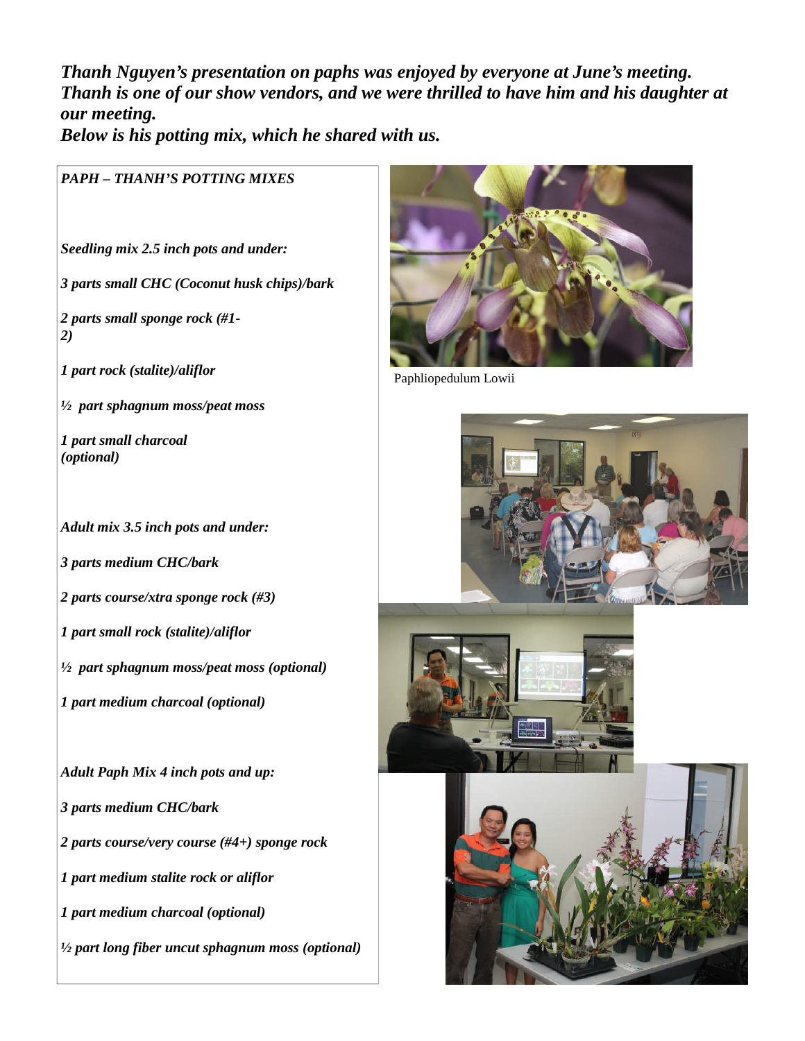***Thanh Nguyen's presentation on paphs was enjoyed by everyone at June's meeting. Thanh is one of our show vendors, and we were thrilled to have him and his daughter at our meeting.***
***Below is his potting mix, which he shared with us.***

***PAPH – THANH'S POTTING MIXES***

***Seedling mix 2.5 inch pots and under:***

***3 parts small CHC (Coconut husk chips)/bark***

***2 parts small sponge rock (#1-2)***

***1 part rock (stalite)/aliflor***

***½ part sphagnum moss/peat moss***

***1 part small charcoal (optional)***

***Adult mix 3.5 inch pots and under:***

***3 parts medium CHC/bark***

***2 parts course/xtra sponge rock (#3)***

***1 part small rock (stalite)/aliflor***

***½ part sphagnum moss/peat moss (optional)***

***1 part medium charcoal (optional)***

***Adult Paph Mix 4 inch pots and up:***

***3 parts medium CHC/bark***

***2 parts course/very course (#4+) sponge rock***

***1 part medium stalite rock or aliflor***

***1 part medium charcoal (optional)***

***½ part long fiber uncut sphagnum moss (optional)***

Paphliopedulum Lowii